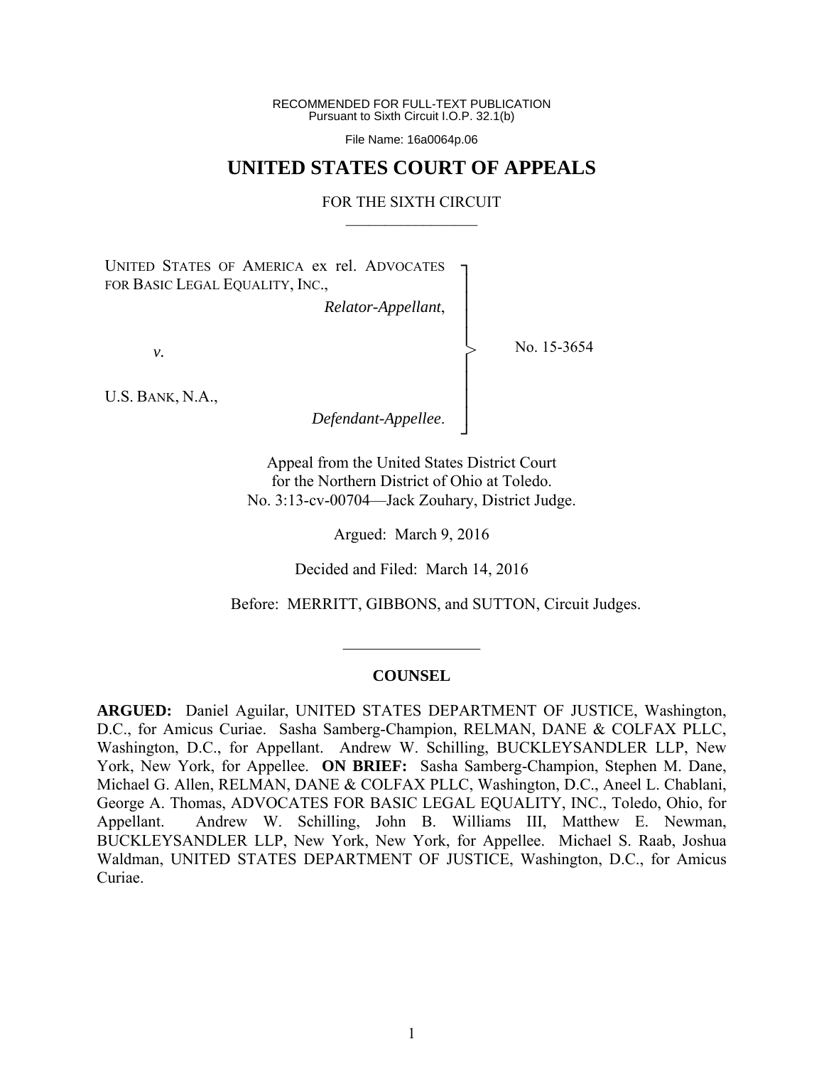RECOMMENDED FOR FULL-TEXT PUBLICATION
Pursuant to Sixth Circuit I.O.P. 32.1(b)

File Name: 16a0064p.06

# UNITED STATES COURT OF APPEALS

## FOR THE SIXTH CIRCUIT

UNITED STATES OF AMERICA ex rel. ADVOCATES FOR BASIC LEGAL EQUALITY, INC.,

*Relator-Appellant*,

*v.*

U.S. BANK, N.A.,

*Defendant-Appellee*.

No. 15-3654

Appeal from the United States District Court
for the Northern District of Ohio at Toledo.
No. 3:13-cv-00704—Jack Zouhary, District Judge.

Argued: March 9, 2016

Decided and Filed: March 14, 2016

Before: MERRITT, GIBBONS, and SUTTON, Circuit Judges.

### COUNSEL

**ARGUED:** Daniel Aguilar, UNITED STATES DEPARTMENT OF JUSTICE, Washington, D.C., for Amicus Curiae. Sasha Samberg-Champion, RELMAN, DANE & COLFAX PLLC, Washington, D.C., for Appellant. Andrew W. Schilling, BUCKLEYSANDLER LLP, New York, New York, for Appellee. **ON BRIEF:** Sasha Samberg-Champion, Stephen M. Dane, Michael G. Allen, RELMAN, DANE & COLFAX PLLC, Washington, D.C., Aneel L. Chablani, George A. Thomas, ADVOCATES FOR BASIC LEGAL EQUALITY, INC., Toledo, Ohio, for Appellant. Andrew W. Schilling, John B. Williams III, Matthew E. Newman, BUCKLEYSANDLER LLP, New York, New York, for Appellee. Michael S. Raab, Joshua Waldman, UNITED STATES DEPARTMENT OF JUSTICE, Washington, D.C., for Amicus Curiae.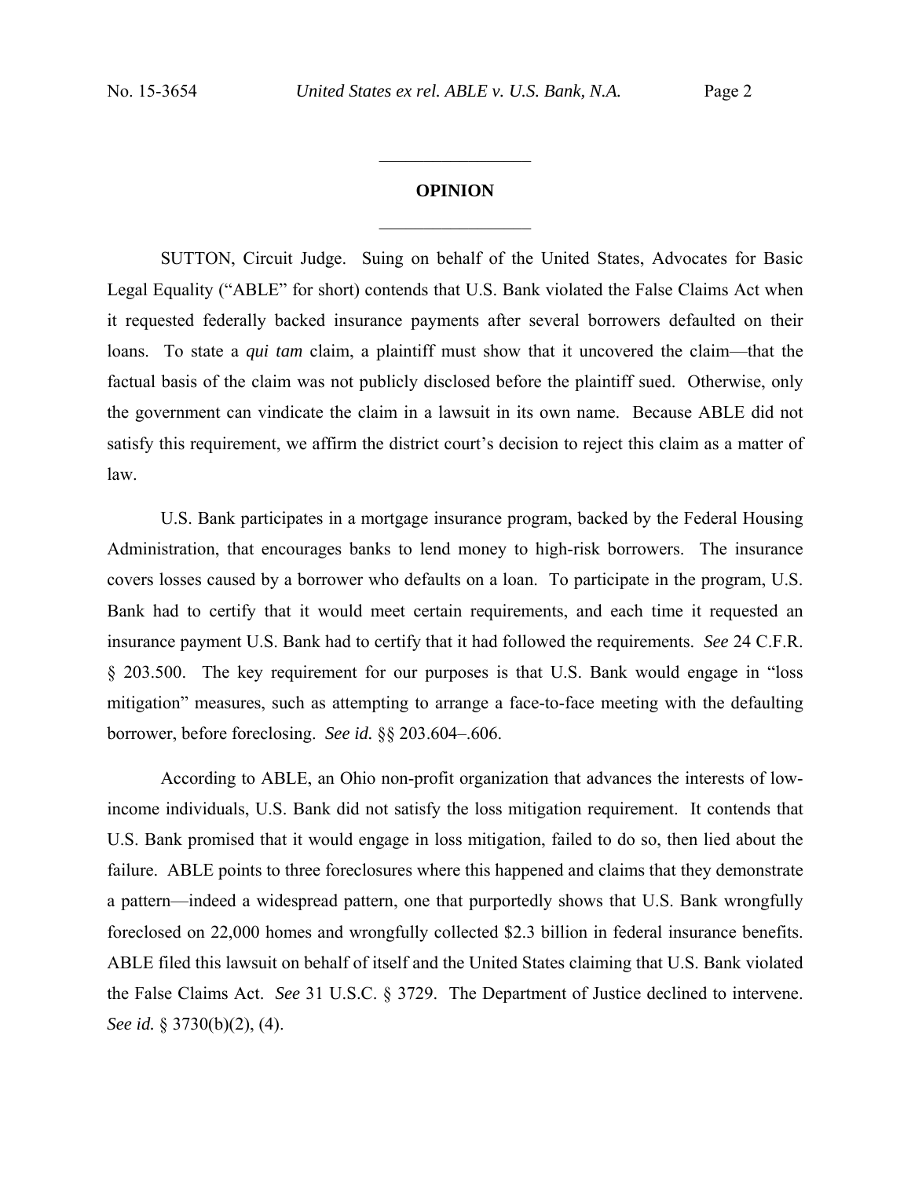## OPINION

SUTTON, Circuit Judge. Suing on behalf of the United States, Advocates for Basic Legal Equality ("ABLE" for short) contends that U.S. Bank violated the False Claims Act when it requested federally backed insurance payments after several borrowers defaulted on their loans. To state a *qui tam* claim, a plaintiff must show that it uncovered the claim—that the factual basis of the claim was not publicly disclosed before the plaintiff sued. Otherwise, only the government can vindicate the claim in a lawsuit in its own name. Because ABLE did not satisfy this requirement, we affirm the district court's decision to reject this claim as a matter of law.

U.S. Bank participates in a mortgage insurance program, backed by the Federal Housing Administration, that encourages banks to lend money to high-risk borrowers. The insurance covers losses caused by a borrower who defaults on a loan. To participate in the program, U.S. Bank had to certify that it would meet certain requirements, and each time it requested an insurance payment U.S. Bank had to certify that it had followed the requirements. *See* 24 C.F.R. § 203.500. The key requirement for our purposes is that U.S. Bank would engage in "loss mitigation" measures, such as attempting to arrange a face-to-face meeting with the defaulting borrower, before foreclosing. *See id.* §§ 203.604–.606.

According to ABLE, an Ohio non-profit organization that advances the interests of low-income individuals, U.S. Bank did not satisfy the loss mitigation requirement. It contends that U.S. Bank promised that it would engage in loss mitigation, failed to do so, then lied about the failure. ABLE points to three foreclosures where this happened and claims that they demonstrate a pattern—indeed a widespread pattern, one that purportedly shows that U.S. Bank wrongfully foreclosed on 22,000 homes and wrongfully collected $2.3 billion in federal insurance benefits. ABLE filed this lawsuit on behalf of itself and the United States claiming that U.S. Bank violated the False Claims Act. *See* 31 U.S.C. § 3729. The Department of Justice declined to intervene. *See id.* § 3730(b)(2), (4).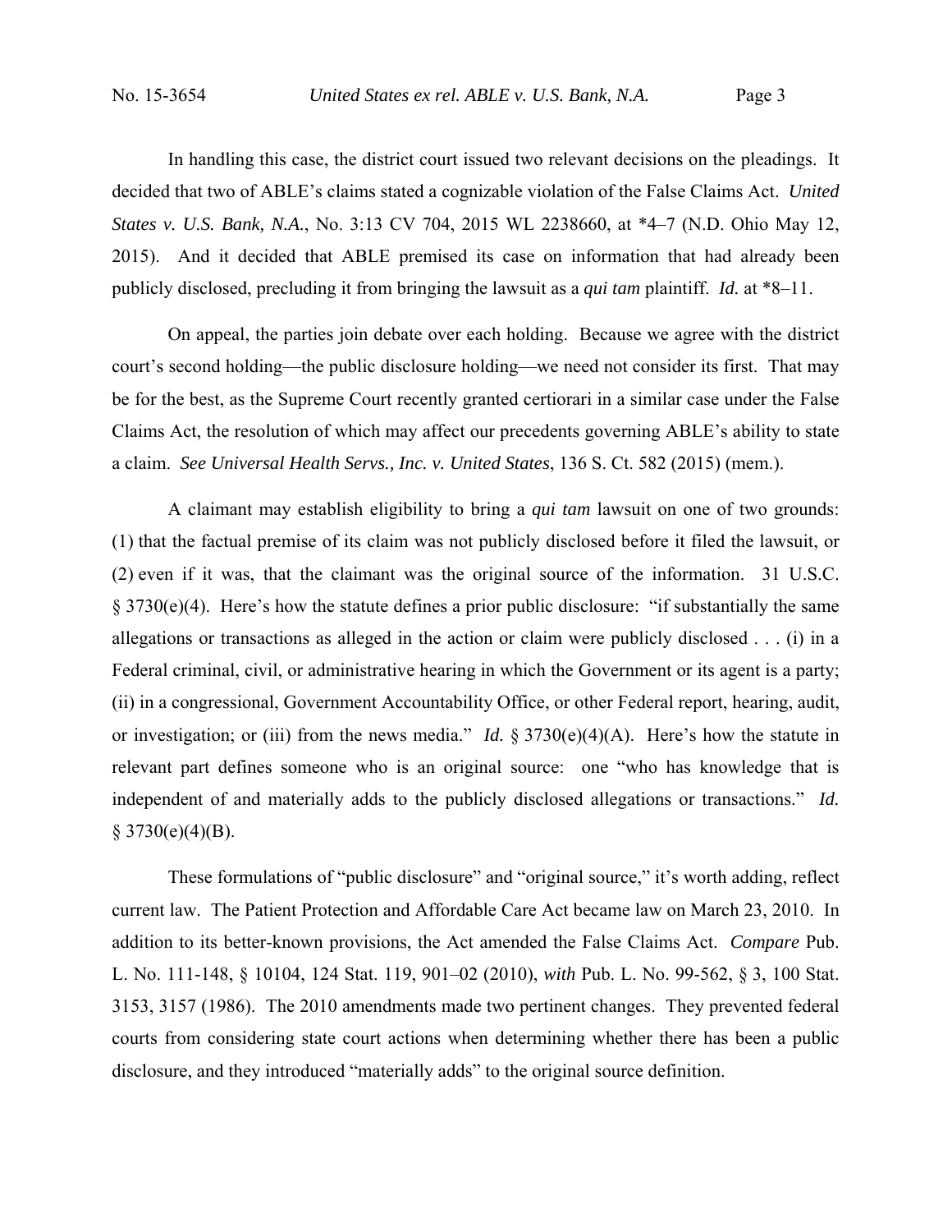In handling this case, the district court issued two relevant decisions on the pleadings. It decided that two of ABLE's claims stated a cognizable violation of the False Claims Act. *United States v. U.S. Bank, N.A.*, No. 3:13 CV 704, 2015 WL 2238660, at \*4–7 (N.D. Ohio May 12, 2015). And it decided that ABLE premised its case on information that had already been publicly disclosed, precluding it from bringing the lawsuit as a *qui tam* plaintiff. *Id.* at \*8–11.

On appeal, the parties join debate over each holding. Because we agree with the district court's second holding—the public disclosure holding—we need not consider its first. That may be for the best, as the Supreme Court recently granted certiorari in a similar case under the False Claims Act, the resolution of which may affect our precedents governing ABLE's ability to state a claim. *See Universal Health Servs., Inc. v. United States*, 136 S. Ct. 582 (2015) (mem.).

A claimant may establish eligibility to bring a *qui tam* lawsuit on one of two grounds: (1) that the factual premise of its claim was not publicly disclosed before it filed the lawsuit, or (2) even if it was, that the claimant was the original source of the information. 31 U.S.C. § 3730(e)(4). Here's how the statute defines a prior public disclosure: "if substantially the same allegations or transactions as alleged in the action or claim were publicly disclosed . . . (i) in a Federal criminal, civil, or administrative hearing in which the Government or its agent is a party; (ii) in a congressional, Government Accountability Office, or other Federal report, hearing, audit, or investigation; or (iii) from the news media." *Id.* § 3730(e)(4)(A). Here's how the statute in relevant part defines someone who is an original source: one "who has knowledge that is independent of and materially adds to the publicly disclosed allegations or transactions." *Id.* § 3730(e)(4)(B).

These formulations of "public disclosure" and "original source," it's worth adding, reflect current law. The Patient Protection and Affordable Care Act became law on March 23, 2010. In addition to its better-known provisions, the Act amended the False Claims Act. *Compare* Pub. L. No. 111-148, § 10104, 124 Stat. 119, 901–02 (2010), *with* Pub. L. No. 99-562, § 3, 100 Stat. 3153, 3157 (1986). The 2010 amendments made two pertinent changes. They prevented federal courts from considering state court actions when determining whether there has been a public disclosure, and they introduced "materially adds" to the original source definition.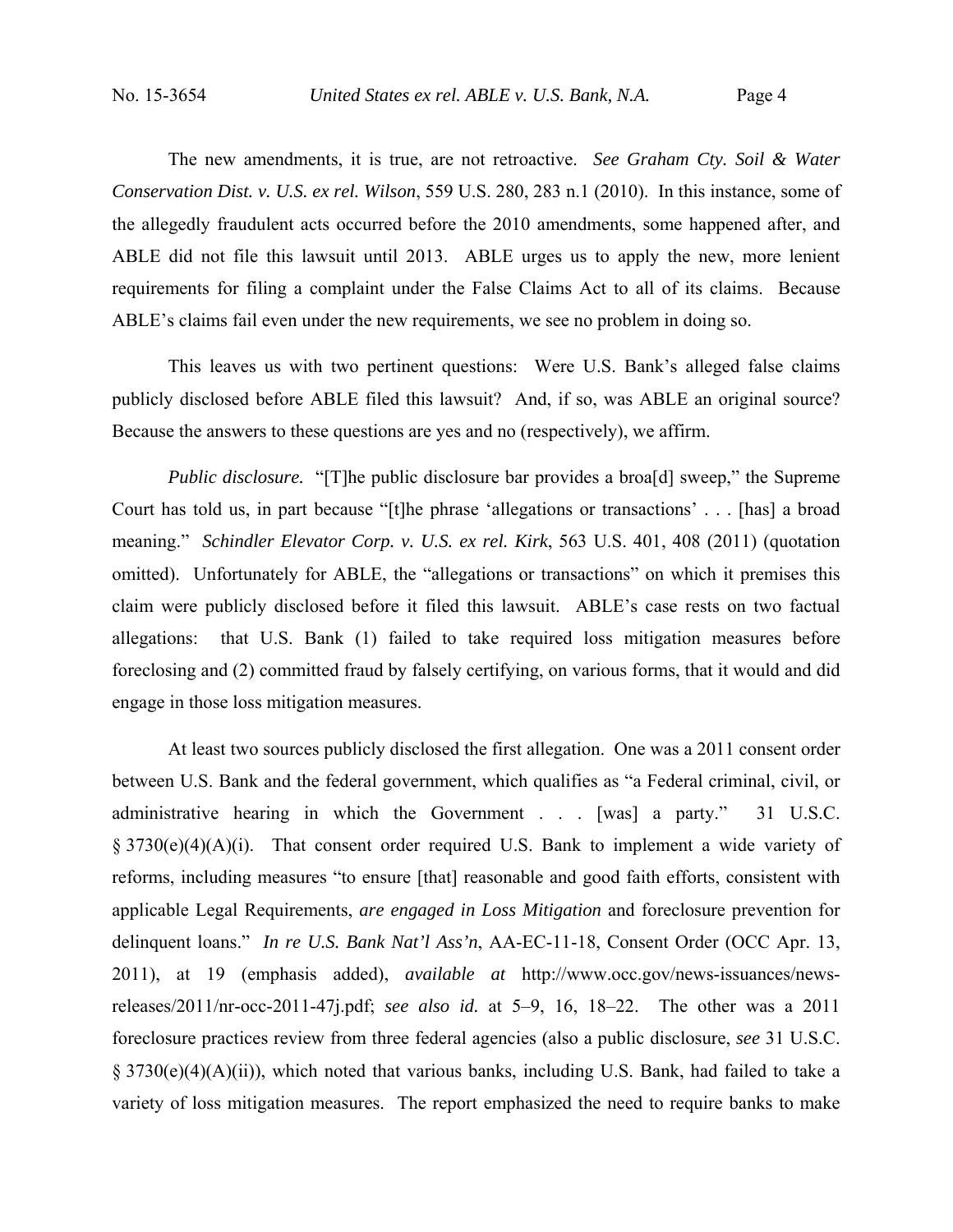The new amendments, it is true, are not retroactive. *See Graham Cty. Soil & Water Conservation Dist. v. U.S. ex rel. Wilson*, 559 U.S. 280, 283 n.1 (2010). In this instance, some of the allegedly fraudulent acts occurred before the 2010 amendments, some happened after, and ABLE did not file this lawsuit until 2013. ABLE urges us to apply the new, more lenient requirements for filing a complaint under the False Claims Act to all of its claims. Because ABLE's claims fail even under the new requirements, we see no problem in doing so.

This leaves us with two pertinent questions: Were U.S. Bank's alleged false claims publicly disclosed before ABLE filed this lawsuit? And, if so, was ABLE an original source? Because the answers to these questions are yes and no (respectively), we affirm.

*Public disclosure.* "[T]he public disclosure bar provides a broa[d] sweep," the Supreme Court has told us, in part because "[t]he phrase 'allegations or transactions' . . . [has] a broad meaning." *Schindler Elevator Corp. v. U.S. ex rel. Kirk*, 563 U.S. 401, 408 (2011) (quotation omitted). Unfortunately for ABLE, the "allegations or transactions" on which it premises this claim were publicly disclosed before it filed this lawsuit. ABLE's case rests on two factual allegations: that U.S. Bank (1) failed to take required loss mitigation measures before foreclosing and (2) committed fraud by falsely certifying, on various forms, that it would and did engage in those loss mitigation measures.

At least two sources publicly disclosed the first allegation. One was a 2011 consent order between U.S. Bank and the federal government, which qualifies as "a Federal criminal, civil, or administrative hearing in which the Government . . . [was] a party." 31 U.S.C. § 3730(e)(4)(A)(i). That consent order required U.S. Bank to implement a wide variety of reforms, including measures "to ensure [that] reasonable and good faith efforts, consistent with applicable Legal Requirements, *are engaged in Loss Mitigation* and foreclosure prevention for delinquent loans." *In re U.S. Bank Nat'l Ass'n*, AA-EC-11-18, Consent Order (OCC Apr. 13, 2011), at 19 (emphasis added), *available at* http://www.occ.gov/news-issuances/news-releases/2011/nr-occ-2011-47j.pdf; *see also id.* at 5–9, 16, 18–22. The other was a 2011 foreclosure practices review from three federal agencies (also a public disclosure, *see* 31 U.S.C. § 3730(e)(4)(A)(ii)), which noted that various banks, including U.S. Bank, had failed to take a variety of loss mitigation measures. The report emphasized the need to require banks to make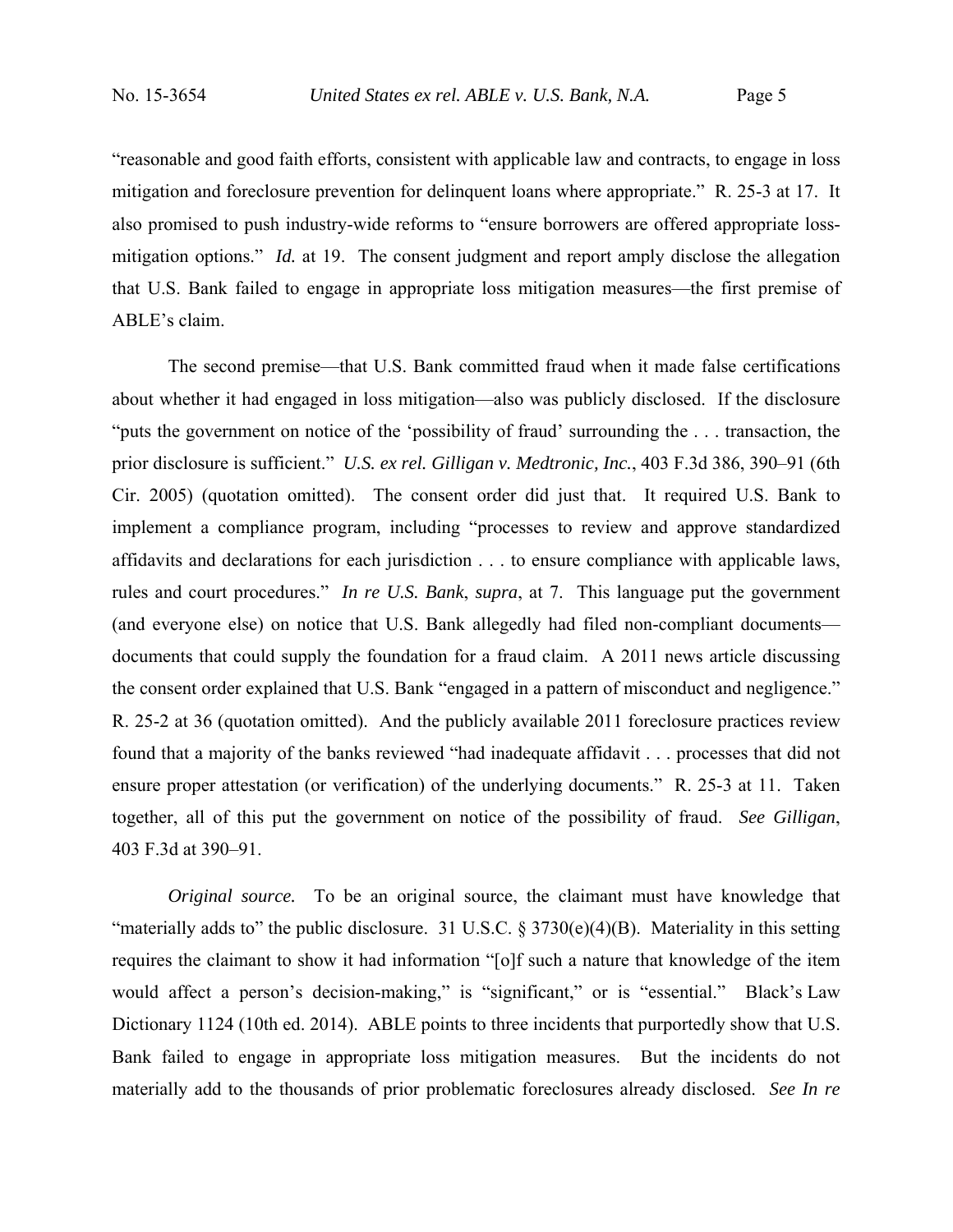"reasonable and good faith efforts, consistent with applicable law and contracts, to engage in loss mitigation and foreclosure prevention for delinquent loans where appropriate." R. 25-3 at 17. It also promised to push industry-wide reforms to "ensure borrowers are offered appropriate loss-mitigation options." *Id.* at 19. The consent judgment and report amply disclose the allegation that U.S. Bank failed to engage in appropriate loss mitigation measures—the first premise of ABLE's claim.

The second premise—that U.S. Bank committed fraud when it made false certifications about whether it had engaged in loss mitigation—also was publicly disclosed. If the disclosure "puts the government on notice of the 'possibility of fraud' surrounding the . . . transaction, the prior disclosure is sufficient." *U.S. ex rel. Gilligan v. Medtronic, Inc.*, 403 F.3d 386, 390–91 (6th Cir. 2005) (quotation omitted). The consent order did just that. It required U.S. Bank to implement a compliance program, including "processes to review and approve standardized affidavits and declarations for each jurisdiction . . . to ensure compliance with applicable laws, rules and court procedures." *In re U.S. Bank*, *supra*, at 7. This language put the government (and everyone else) on notice that U.S. Bank allegedly had filed non-compliant documents—documents that could supply the foundation for a fraud claim. A 2011 news article discussing the consent order explained that U.S. Bank "engaged in a pattern of misconduct and negligence." R. 25-2 at 36 (quotation omitted). And the publicly available 2011 foreclosure practices review found that a majority of the banks reviewed "had inadequate affidavit . . . processes that did not ensure proper attestation (or verification) of the underlying documents." R. 25-3 at 11. Taken together, all of this put the government on notice of the possibility of fraud. *See Gilligan*, 403 F.3d at 390–91.

*Original source.* To be an original source, the claimant must have knowledge that "materially adds to" the public disclosure. 31 U.S.C. § 3730(e)(4)(B). Materiality in this setting requires the claimant to show it had information "[o]f such a nature that knowledge of the item would affect a person's decision-making," is "significant," or is "essential." Black's Law Dictionary 1124 (10th ed. 2014). ABLE points to three incidents that purportedly show that U.S. Bank failed to engage in appropriate loss mitigation measures. But the incidents do not materially add to the thousands of prior problematic foreclosures already disclosed. *See In re*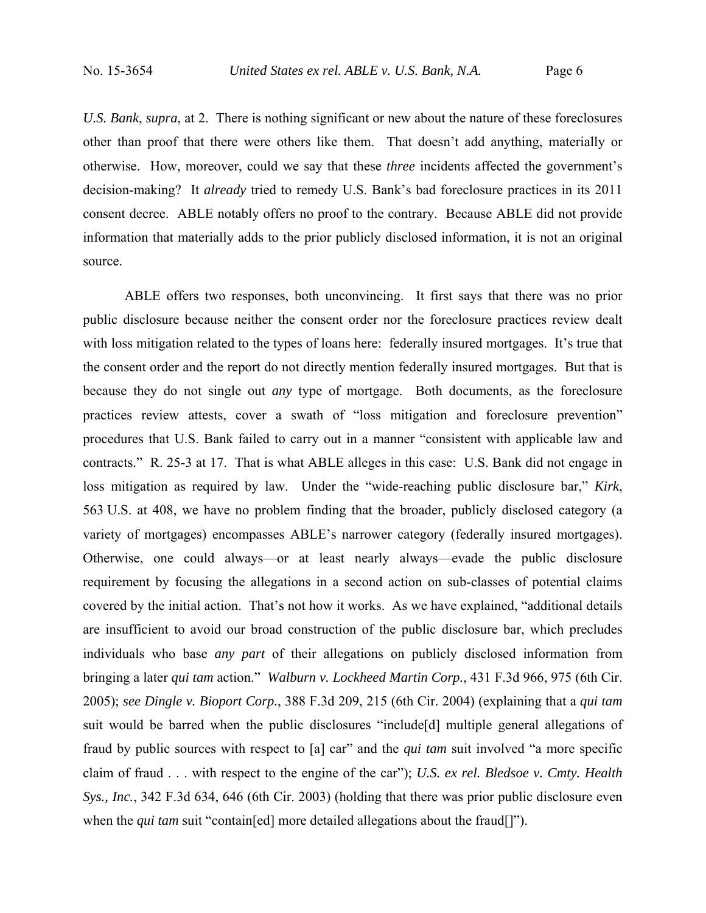*U.S. Bank*, *supra*, at 2. There is nothing significant or new about the nature of these foreclosures other than proof that there were others like them. That doesn't add anything, materially or otherwise. How, moreover, could we say that these *three* incidents affected the government's decision-making? It *already* tried to remedy U.S. Bank's bad foreclosure practices in its 2011 consent decree. ABLE notably offers no proof to the contrary. Because ABLE did not provide information that materially adds to the prior publicly disclosed information, it is not an original source.

ABLE offers two responses, both unconvincing. It first says that there was no prior public disclosure because neither the consent order nor the foreclosure practices review dealt with loss mitigation related to the types of loans here: federally insured mortgages. It's true that the consent order and the report do not directly mention federally insured mortgages. But that is because they do not single out *any* type of mortgage. Both documents, as the foreclosure practices review attests, cover a swath of "loss mitigation and foreclosure prevention" procedures that U.S. Bank failed to carry out in a manner "consistent with applicable law and contracts." R. 25-3 at 17. That is what ABLE alleges in this case: U.S. Bank did not engage in loss mitigation as required by law. Under the "wide-reaching public disclosure bar," *Kirk*, 563 U.S. at 408, we have no problem finding that the broader, publicly disclosed category (a variety of mortgages) encompasses ABLE's narrower category (federally insured mortgages). Otherwise, one could always—or at least nearly always—evade the public disclosure requirement by focusing the allegations in a second action on sub-classes of potential claims covered by the initial action. That's not how it works. As we have explained, "additional details are insufficient to avoid our broad construction of the public disclosure bar, which precludes individuals who base *any part* of their allegations on publicly disclosed information from bringing a later *qui tam* action." *Walburn v. Lockheed Martin Corp.*, 431 F.3d 966, 975 (6th Cir. 2005); *see Dingle v. Bioport Corp.*, 388 F.3d 209, 215 (6th Cir. 2004) (explaining that a *qui tam* suit would be barred when the public disclosures "include[d] multiple general allegations of fraud by public sources with respect to [a] car" and the *qui tam* suit involved "a more specific claim of fraud . . . with respect to the engine of the car"); *U.S. ex rel. Bledsoe v. Cmty. Health Sys., Inc.*, 342 F.3d 634, 646 (6th Cir. 2003) (holding that there was prior public disclosure even when the *qui tam* suit "contain[ed] more detailed allegations about the fraud[]").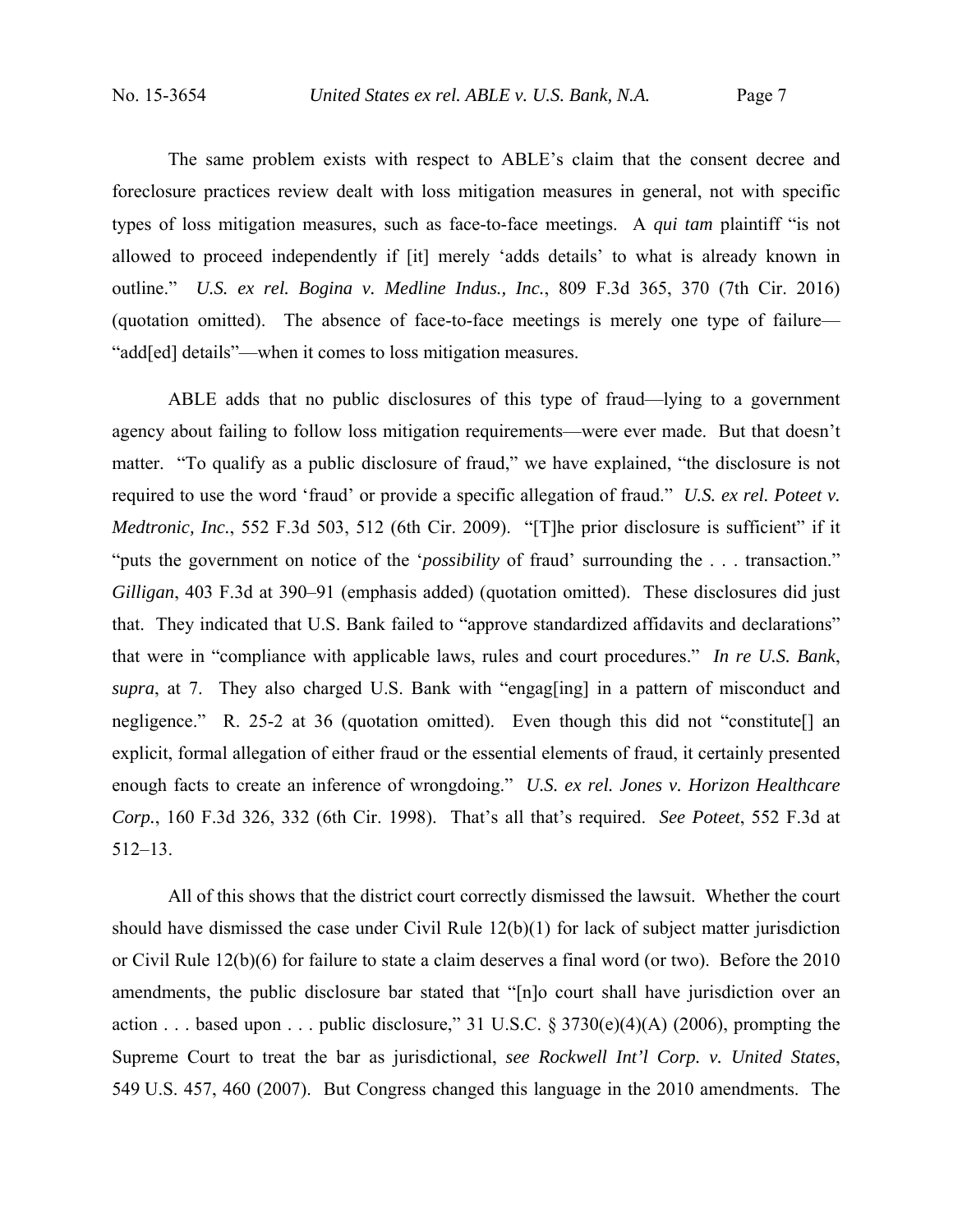The same problem exists with respect to ABLE's claim that the consent decree and foreclosure practices review dealt with loss mitigation measures in general, not with specific types of loss mitigation measures, such as face-to-face meetings. A *qui tam* plaintiff "is not allowed to proceed independently if [it] merely 'adds details' to what is already known in outline." *U.S. ex rel. Bogina v. Medline Indus., Inc.*, 809 F.3d 365, 370 (7th Cir. 2016) (quotation omitted). The absence of face-to-face meetings is merely one type of failure—"add[ed] details"—when it comes to loss mitigation measures.

ABLE adds that no public disclosures of this type of fraud—lying to a government agency about failing to follow loss mitigation requirements—were ever made. But that doesn't matter. "To qualify as a public disclosure of fraud," we have explained, "the disclosure is not required to use the word 'fraud' or provide a specific allegation of fraud." *U.S. ex rel. Poteet v. Medtronic, Inc.*, 552 F.3d 503, 512 (6th Cir. 2009). "[T]he prior disclosure is sufficient" if it "puts the government on notice of the '*possibility* of fraud' surrounding the . . . transaction." *Gilligan*, 403 F.3d at 390–91 (emphasis added) (quotation omitted). These disclosures did just that. They indicated that U.S. Bank failed to "approve standardized affidavits and declarations" that were in "compliance with applicable laws, rules and court procedures." *In re U.S. Bank*, *supra*, at 7. They also charged U.S. Bank with "engag[ing] in a pattern of misconduct and negligence." R. 25-2 at 36 (quotation omitted). Even though this did not "constitute[] an explicit, formal allegation of either fraud or the essential elements of fraud, it certainly presented enough facts to create an inference of wrongdoing." *U.S. ex rel. Jones v. Horizon Healthcare Corp.*, 160 F.3d 326, 332 (6th Cir. 1998). That's all that's required. *See Poteet*, 552 F.3d at 512–13.

All of this shows that the district court correctly dismissed the lawsuit. Whether the court should have dismissed the case under Civil Rule 12(b)(1) for lack of subject matter jurisdiction or Civil Rule 12(b)(6) for failure to state a claim deserves a final word (or two). Before the 2010 amendments, the public disclosure bar stated that "[n]o court shall have jurisdiction over an action . . . based upon . . . public disclosure," 31 U.S.C. § 3730(e)(4)(A) (2006), prompting the Supreme Court to treat the bar as jurisdictional, *see Rockwell Int'l Corp. v. United States*, 549 U.S. 457, 460 (2007). But Congress changed this language in the 2010 amendments. The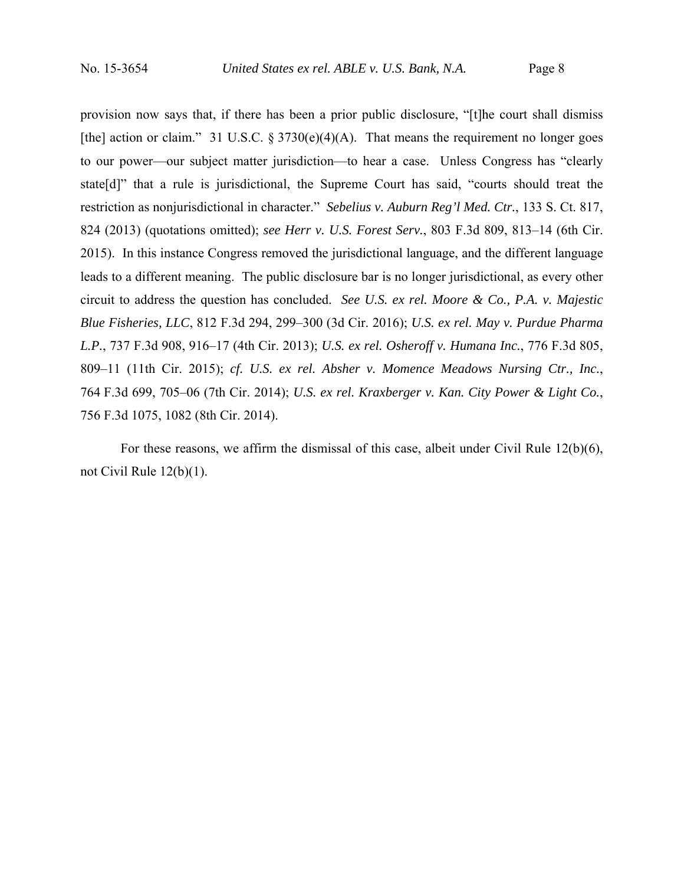provision now says that, if there has been a prior public disclosure, "[t]he court shall dismiss [the] action or claim." 31 U.S.C. § 3730(e)(4)(A). That means the requirement no longer goes to our power—our subject matter jurisdiction—to hear a case. Unless Congress has "clearly state[d]" that a rule is jurisdictional, the Supreme Court has said, "courts should treat the restriction as nonjurisdictional in character." *Sebelius v. Auburn Reg'l Med. Ctr.*, 133 S. Ct. 817, 824 (2013) (quotations omitted); *see Herr v. U.S. Forest Serv.*, 803 F.3d 809, 813–14 (6th Cir. 2015). In this instance Congress removed the jurisdictional language, and the different language leads to a different meaning. The public disclosure bar is no longer jurisdictional, as every other circuit to address the question has concluded. *See U.S. ex rel. Moore & Co., P.A. v. Majestic Blue Fisheries, LLC*, 812 F.3d 294, 299–300 (3d Cir. 2016); *U.S. ex rel. May v. Purdue Pharma L.P.*, 737 F.3d 908, 916–17 (4th Cir. 2013); *U.S. ex rel. Osheroff v. Humana Inc.*, 776 F.3d 805, 809–11 (11th Cir. 2015); *cf. U.S. ex rel. Absher v. Momence Meadows Nursing Ctr., Inc.*, 764 F.3d 699, 705–06 (7th Cir. 2014); *U.S. ex rel. Kraxberger v. Kan. City Power & Light Co.*, 756 F.3d 1075, 1082 (8th Cir. 2014).

For these reasons, we affirm the dismissal of this case, albeit under Civil Rule 12(b)(6), not Civil Rule 12(b)(1).